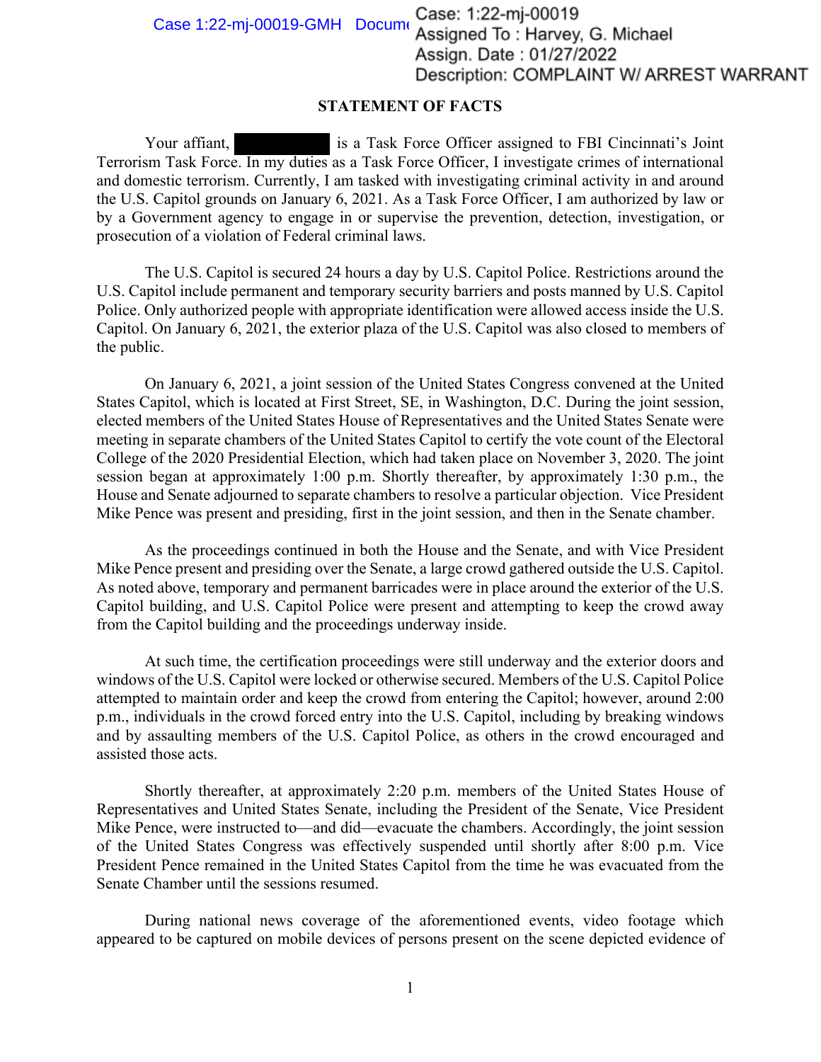Case: 1:22-mj-00019
Assigned To : Harvey, G. Michael
Assign. Date : 01/27/2022
Description: COMPLAINT W/ ARREST WARRANT

## STATEMENT OF FACTS

Your affiant, [REDACTED] is a Task Force Officer assigned to FBI Cincinnati's Joint Terrorism Task Force. In my duties as a Task Force Officer, I investigate crimes of international and domestic terrorism. Currently, I am tasked with investigating criminal activity in and around the U.S. Capitol grounds on January 6, 2021. As a Task Force Officer, I am authorized by law or by a Government agency to engage in or supervise the prevention, detection, investigation, or prosecution of a violation of Federal criminal laws.

The U.S. Capitol is secured 24 hours a day by U.S. Capitol Police. Restrictions around the U.S. Capitol include permanent and temporary security barriers and posts manned by U.S. Capitol Police. Only authorized people with appropriate identification were allowed access inside the U.S. Capitol. On January 6, 2021, the exterior plaza of the U.S. Capitol was also closed to members of the public.

On January 6, 2021, a joint session of the United States Congress convened at the United States Capitol, which is located at First Street, SE, in Washington, D.C. During the joint session, elected members of the United States House of Representatives and the United States Senate were meeting in separate chambers of the United States Capitol to certify the vote count of the Electoral College of the 2020 Presidential Election, which had taken place on November 3, 2020. The joint session began at approximately 1:00 p.m. Shortly thereafter, by approximately 1:30 p.m., the House and Senate adjourned to separate chambers to resolve a particular objection. Vice President Mike Pence was present and presiding, first in the joint session, and then in the Senate chamber.

As the proceedings continued in both the House and the Senate, and with Vice President Mike Pence present and presiding over the Senate, a large crowd gathered outside the U.S. Capitol. As noted above, temporary and permanent barricades were in place around the exterior of the U.S. Capitol building, and U.S. Capitol Police were present and attempting to keep the crowd away from the Capitol building and the proceedings underway inside.

At such time, the certification proceedings were still underway and the exterior doors and windows of the U.S. Capitol were locked or otherwise secured. Members of the U.S. Capitol Police attempted to maintain order and keep the crowd from entering the Capitol; however, around 2:00 p.m., individuals in the crowd forced entry into the U.S. Capitol, including by breaking windows and by assaulting members of the U.S. Capitol Police, as others in the crowd encouraged and assisted those acts.

Shortly thereafter, at approximately 2:20 p.m. members of the United States House of Representatives and United States Senate, including the President of the Senate, Vice President Mike Pence, were instructed to—and did—evacuate the chambers. Accordingly, the joint session of the United States Congress was effectively suspended until shortly after 8:00 p.m. Vice President Pence remained in the United States Capitol from the time he was evacuated from the Senate Chamber until the sessions resumed.

During national news coverage of the aforementioned events, video footage which appeared to be captured on mobile devices of persons present on the scene depicted evidence of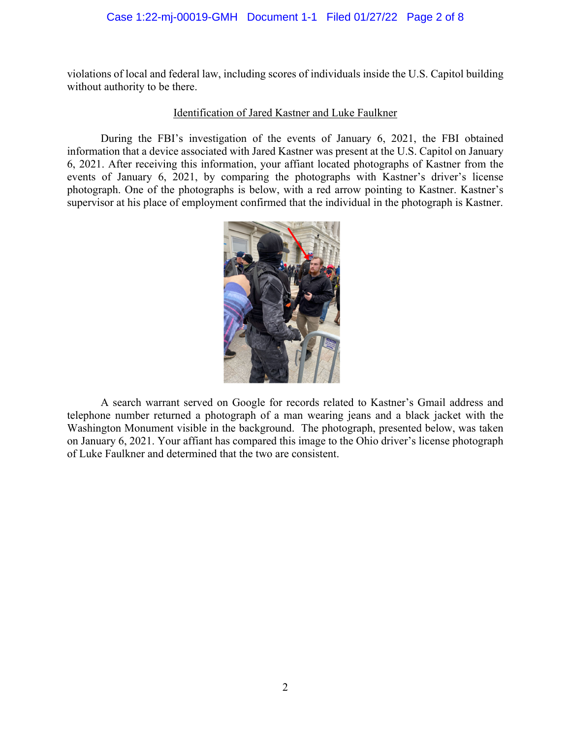violations of local and federal law, including scores of individuals inside the U.S. Capitol building without authority to be there.

<u>Identification of Jared Kastner and Luke Faulkner</u>

During the FBI's investigation of the events of January 6, 2021, the FBI obtained information that a device associated with Jared Kastner was present at the U.S. Capitol on January 6, 2021. After receiving this information, your affiant located photographs of Kastner from the events of January 6, 2021, by comparing the photographs with Kastner's driver's license photograph. One of the photographs is below, with a red arrow pointing to Kastner. Kastner's supervisor at his place of employment confirmed that the individual in the photograph is Kastner.

A search warrant served on Google for records related to Kastner's Gmail address and telephone number returned a photograph of a man wearing jeans and a black jacket with the Washington Monument visible in the background. The photograph, presented below, was taken on January 6, 2021. Your affiant has compared this image to the Ohio driver's license photograph of Luke Faulkner and determined that the two are consistent.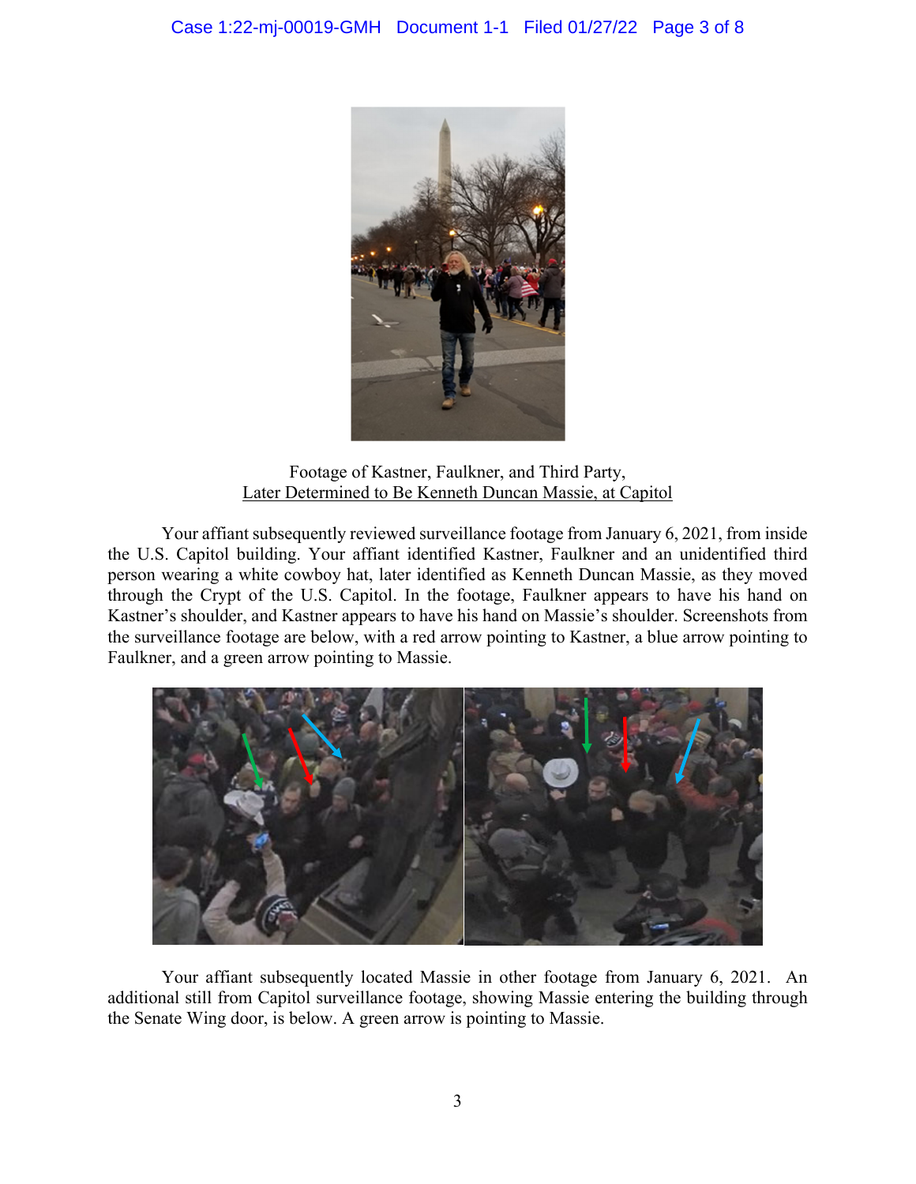Footage of Kastner, Faulkner, and Third Party,
<u>Later Determined to Be Kenneth Duncan Massie, at Capitol</u>

Your affiant subsequently reviewed surveillance footage from January 6, 2021, from inside the U.S. Capitol building. Your affiant identified Kastner, Faulkner and an unidentified third person wearing a white cowboy hat, later identified as Kenneth Duncan Massie, as they moved through the Crypt of the U.S. Capitol. In the footage, Faulkner appears to have his hand on Kastner's shoulder, and Kastner appears to have his hand on Massie's shoulder. Screenshots from the surveillance footage are below, with a red arrow pointing to Kastner, a blue arrow pointing to Faulkner, and a green arrow pointing to Massie.

Your affiant subsequently located Massie in other footage from January 6, 2021. An additional still from Capitol surveillance footage, showing Massie entering the building through the Senate Wing door, is below. A green arrow is pointing to Massie.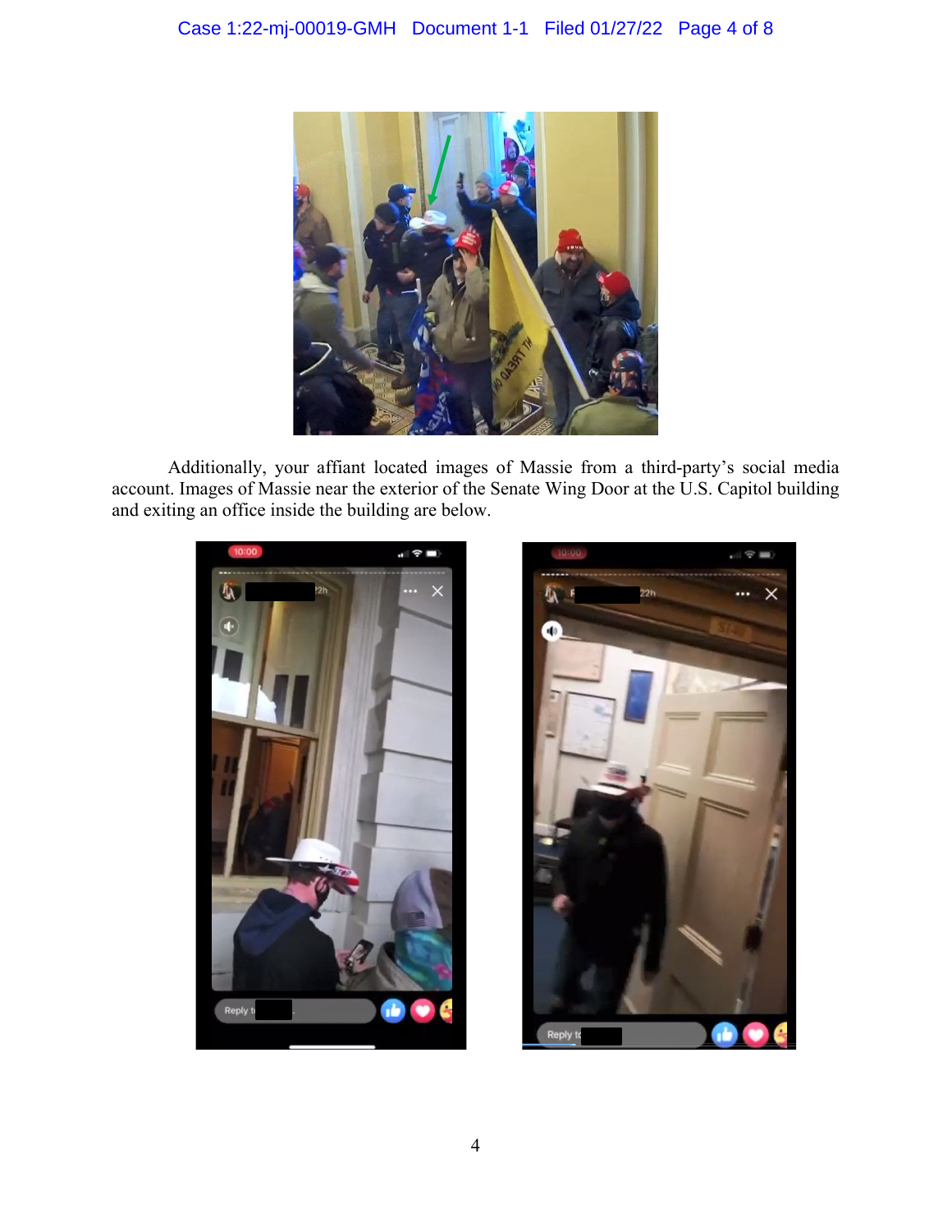Additionally, your affiant located images of Massie from a third-party's social media account. Images of Massie near the exterior of the Senate Wing Door at the U.S. Capitol building and exiting an office inside the building are below.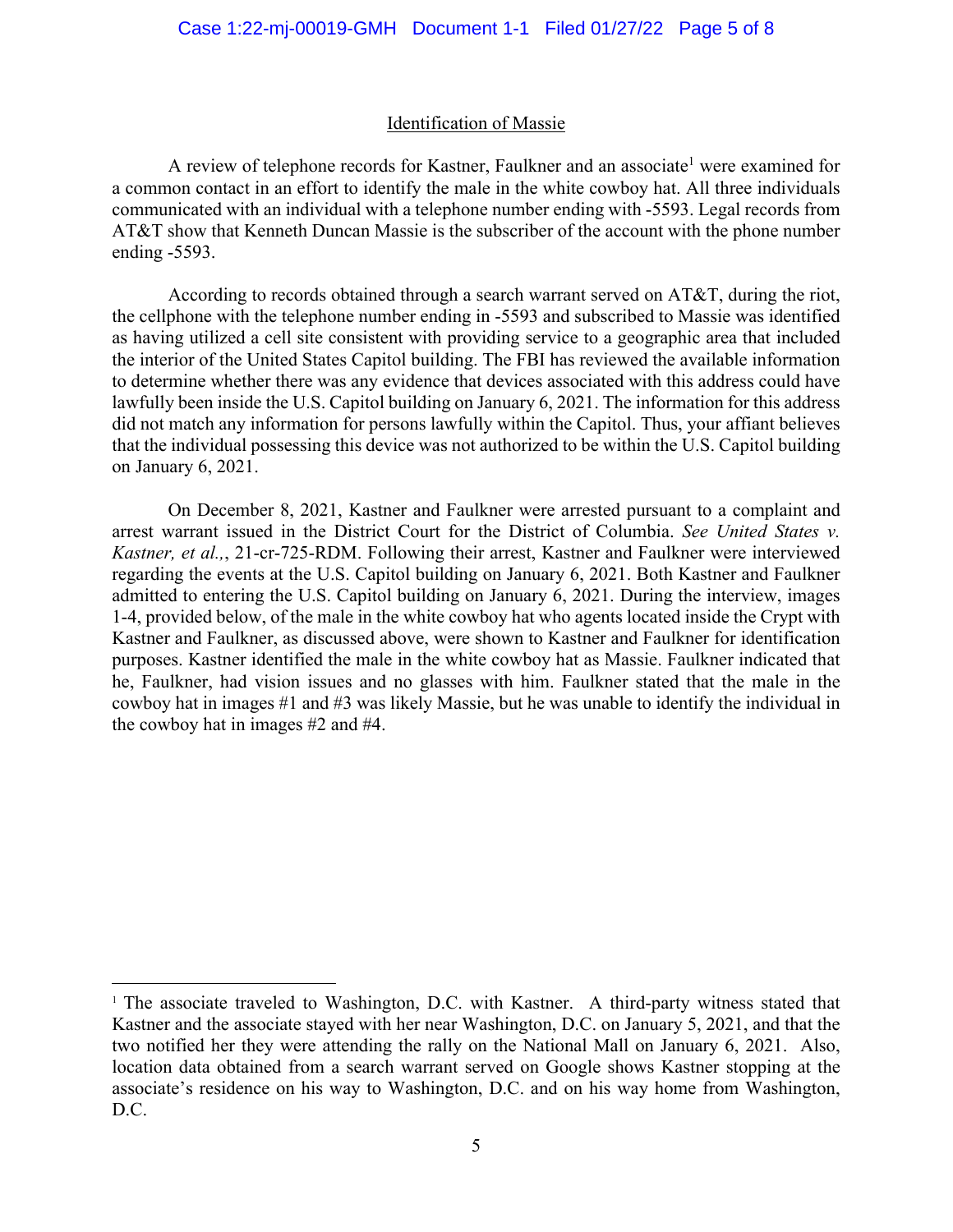## Identification of Massie

A review of telephone records for Kastner, Faulkner and an associate[1] were examined for a common contact in an effort to identify the male in the white cowboy hat. All three individuals communicated with an individual with a telephone number ending with -5593. Legal records from AT&T show that Kenneth Duncan Massie is the subscriber of the account with the phone number ending -5593.

According to records obtained through a search warrant served on AT&T, during the riot, the cellphone with the telephone number ending in -5593 and subscribed to Massie was identified as having utilized a cell site consistent with providing service to a geographic area that included the interior of the United States Capitol building. The FBI has reviewed the available information to determine whether there was any evidence that devices associated with this address could have lawfully been inside the U.S. Capitol building on January 6, 2021. The information for this address did not match any information for persons lawfully within the Capitol. Thus, your affiant believes that the individual possessing this device was not authorized to be within the U.S. Capitol building on January 6, 2021.

On December 8, 2021, Kastner and Faulkner were arrested pursuant to a complaint and arrest warrant issued in the District Court for the District of Columbia. *See United States v. Kastner, et al.,*, 21-cr-725-RDM. Following their arrest, Kastner and Faulkner were interviewed regarding the events at the U.S. Capitol building on January 6, 2021. Both Kastner and Faulkner admitted to entering the U.S. Capitol building on January 6, 2021. During the interview, images 1-4, provided below, of the male in the white cowboy hat who agents located inside the Crypt with Kastner and Faulkner, as discussed above, were shown to Kastner and Faulkner for identification purposes. Kastner identified the male in the white cowboy hat as Massie. Faulkner indicated that he, Faulkner, had vision issues and no glasses with him. Faulkner stated that the male in the cowboy hat in images #1 and #3 was likely Massie, but he was unable to identify the individual in the cowboy hat in images #2 and #4.

[1] The associate traveled to Washington, D.C. with Kastner. A third-party witness stated that Kastner and the associate stayed with her near Washington, D.C. on January 5, 2021, and that the two notified her they were attending the rally on the National Mall on January 6, 2021. Also, location data obtained from a search warrant served on Google shows Kastner stopping at the associate's residence on his way to Washington, D.C. and on his way home from Washington, D.C.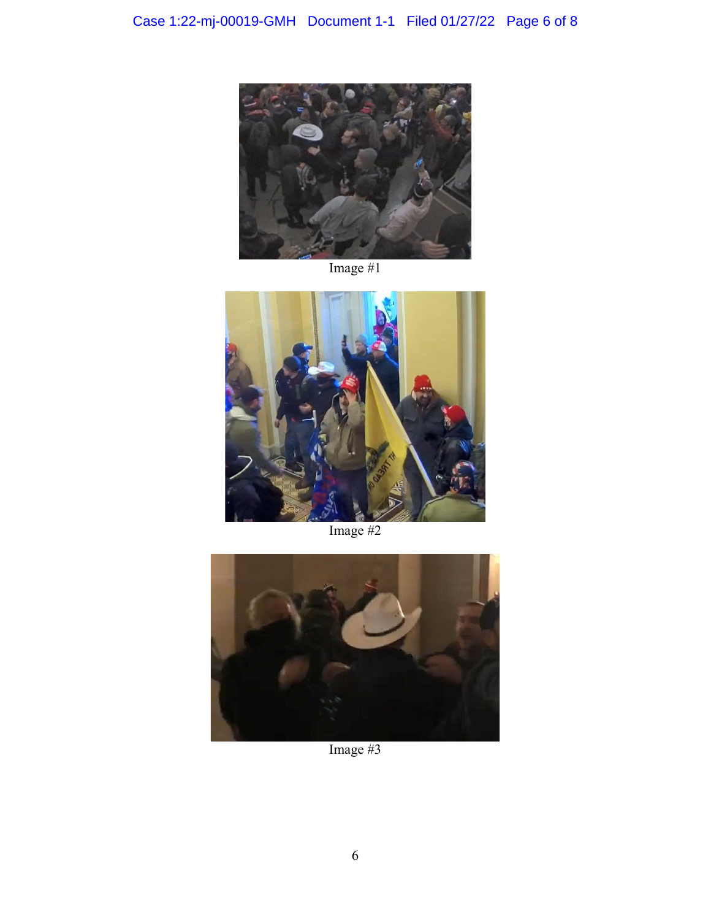Image #1

Image #2

Image #3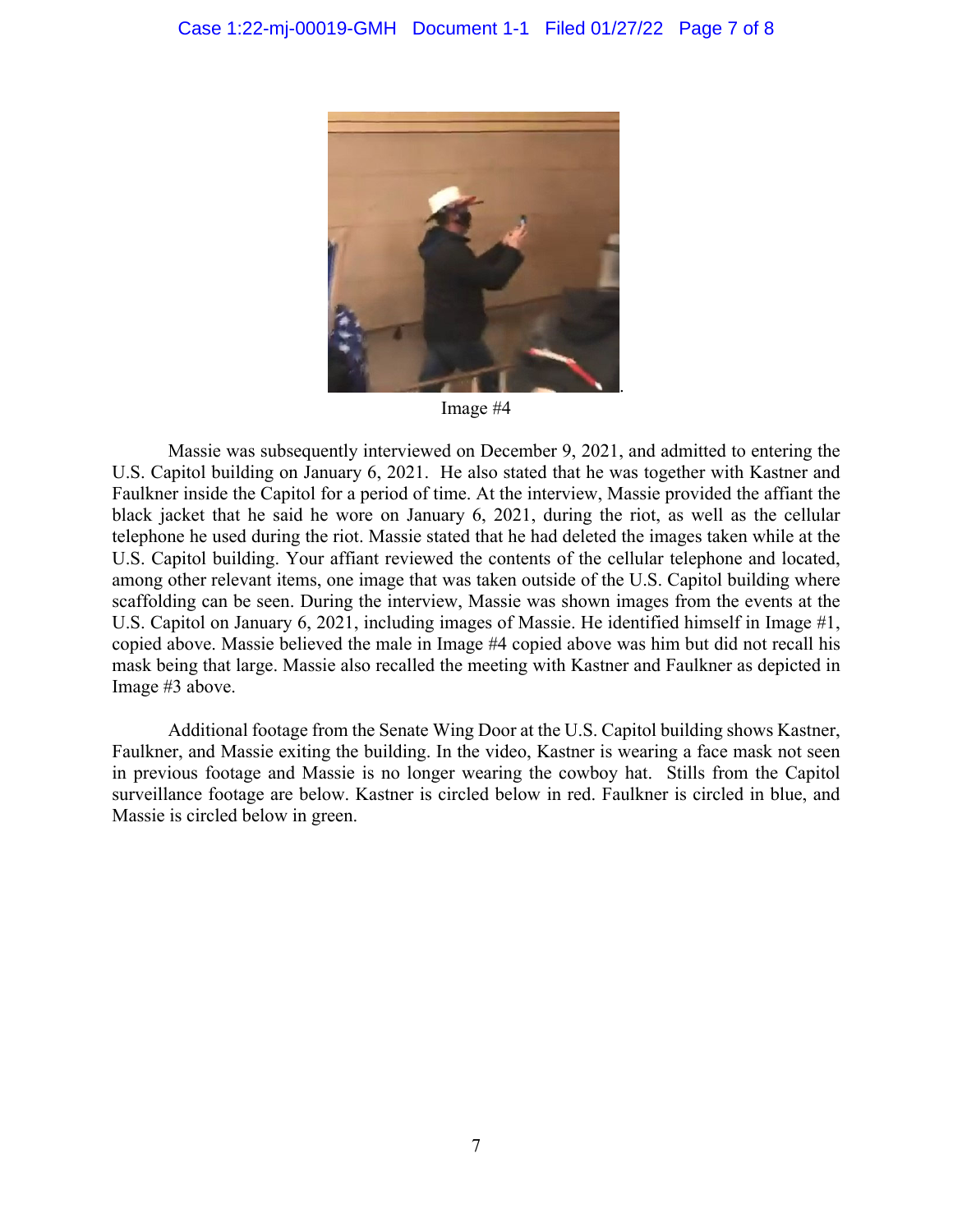Image #4

Massie was subsequently interviewed on December 9, 2021, and admitted to entering the U.S. Capitol building on January 6, 2021. He also stated that he was together with Kastner and Faulkner inside the Capitol for a period of time. At the interview, Massie provided the affiant the black jacket that he said he wore on January 6, 2021, during the riot, as well as the cellular telephone he used during the riot. Massie stated that he had deleted the images taken while at the U.S. Capitol building. Your affiant reviewed the contents of the cellular telephone and located, among other relevant items, one image that was taken outside of the U.S. Capitol building where scaffolding can be seen. During the interview, Massie was shown images from the events at the U.S. Capitol on January 6, 2021, including images of Massie. He identified himself in Image #1, copied above. Massie believed the male in Image #4 copied above was him but did not recall his mask being that large. Massie also recalled the meeting with Kastner and Faulkner as depicted in Image #3 above.

Additional footage from the Senate Wing Door at the U.S. Capitol building shows Kastner, Faulkner, and Massie exiting the building. In the video, Kastner is wearing a face mask not seen in previous footage and Massie is no longer wearing the cowboy hat. Stills from the Capitol surveillance footage are below. Kastner is circled below in red. Faulkner is circled in blue, and Massie is circled below in green.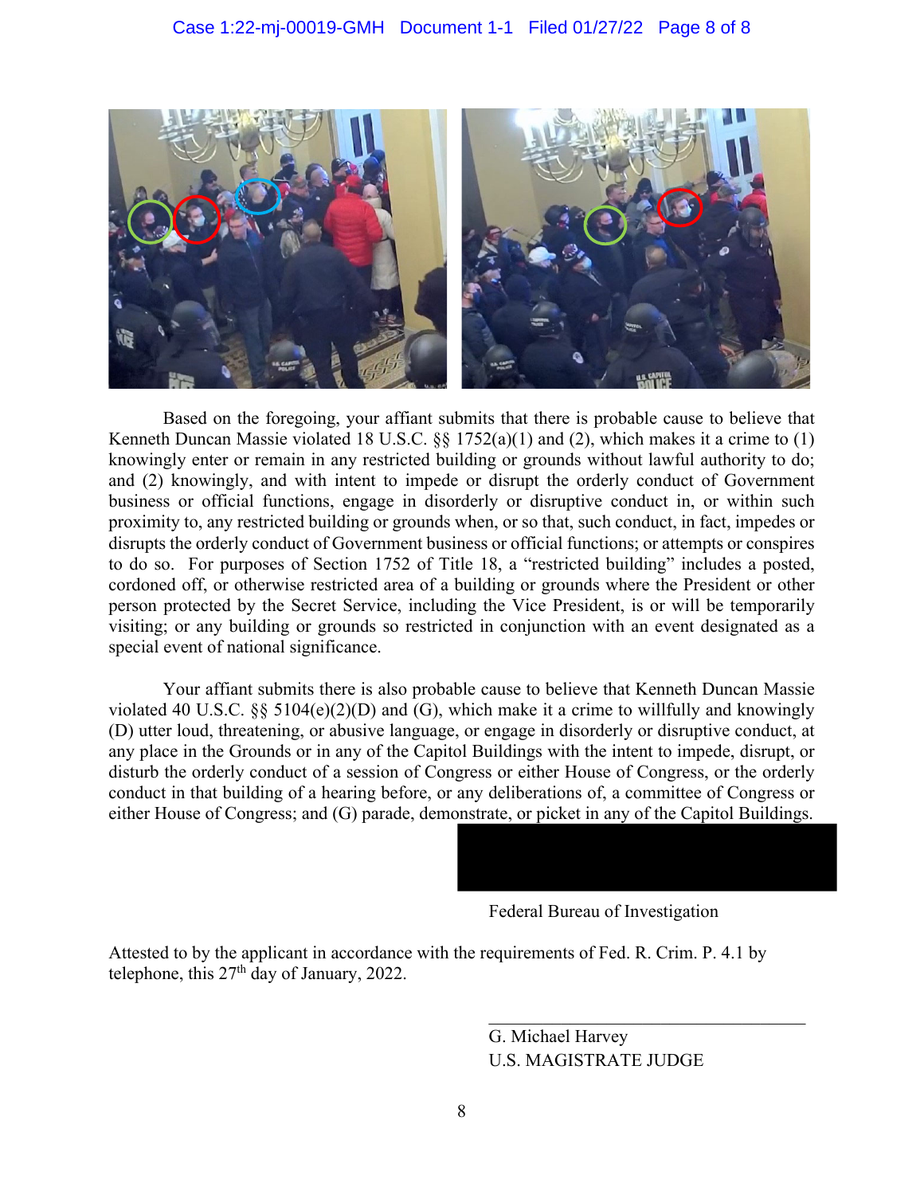Based on the foregoing, your affiant submits that there is probable cause to believe that Kenneth Duncan Massie violated 18 U.S.C. §§ 1752(a)(1) and (2), which makes it a crime to (1) knowingly enter or remain in any restricted building or grounds without lawful authority to do; and (2) knowingly, and with intent to impede or disrupt the orderly conduct of Government business or official functions, engage in disorderly or disruptive conduct in, or within such proximity to, any restricted building or grounds when, or so that, such conduct, in fact, impedes or disrupts the orderly conduct of Government business or official functions; or attempts or conspires to do so. For purposes of Section 1752 of Title 18, a "restricted building" includes a posted, cordoned off, or otherwise restricted area of a building or grounds where the President or other person protected by the Secret Service, including the Vice President, is or will be temporarily visiting; or any building or grounds so restricted in conjunction with an event designated as a special event of national significance.

Your affiant submits there is also probable cause to believe that Kenneth Duncan Massie violated 40 U.S.C. §§ 5104(e)(2)(D) and (G), which make it a crime to willfully and knowingly (D) utter loud, threatening, or abusive language, or engage in disorderly or disruptive conduct, at any place in the Grounds or in any of the Capitol Buildings with the intent to impede, disrupt, or disturb the orderly conduct of a session of Congress or either House of Congress, or the orderly conduct in that building of a hearing before, or any deliberations of, a committee of Congress or either House of Congress; and (G) parade, demonstrate, or picket in any of the Capitol Buildings.

Federal Bureau of Investigation

Attested to by the applicant in accordance with the requirements of Fed. R. Crim. P. 4.1 by telephone, this 27th day of January, 2022.

G. Michael Harvey
U.S. MAGISTRATE JUDGE